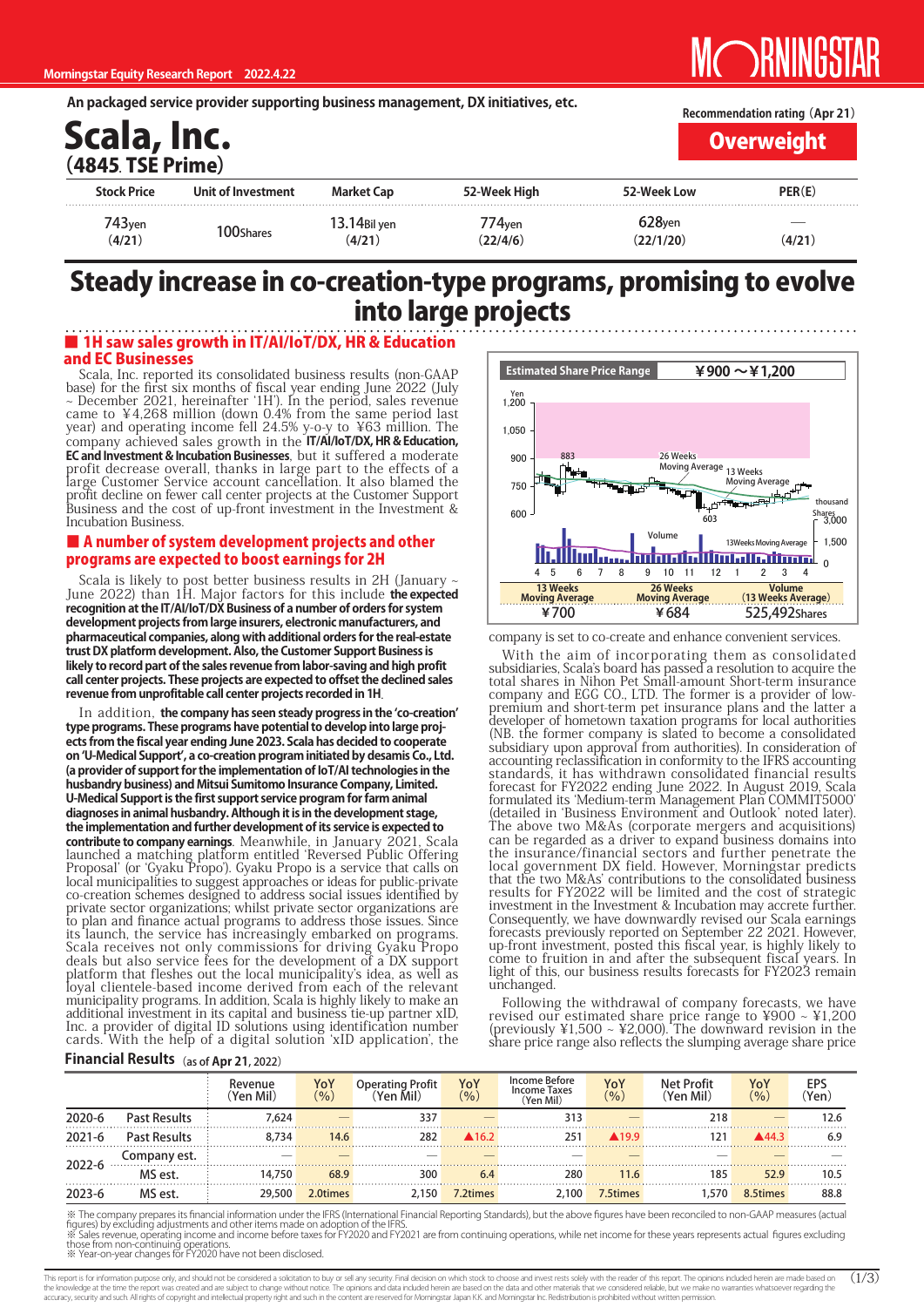Morningstar Equity Research Report 2022.4.22

An packaged service provider supporting business management, DX initiatives, etc.

# Scala, Inc.
## (4845. TSE Prime)

Recommendation rating (Apr 21)

**Overweight**

| Stock Price | Unit of Investment | Market Cap | 52-Week High | 52-Week Low | PER(E) |
|---|---|---|---|---|---|
| 743yen (4/21) | 100Shares | 13.14Bil yen (4/21) | 774yen (22/4/6) | 628yen (22/1/20) | — (4/21) |

# Steady increase in co-creation-type programs, promising to evolve into large projects

## ■ 1H saw sales growth in IT/AI/IoT/DX, HR & Education and EC Businesses

Scala, Inc. reported its consolidated business results (non-GAAP base) for the first six months of fiscal year ending June 2022 (July ~ December 2021, hereinafter '1H'). In the period, sales revenue came to ¥4,268 million (down 0.4% from the same period last year) and operating income fell 24.5% y-o-y to ¥63 million. The company achieved sales growth in the **IT/AI/IoT/DX, HR & Education, EC and Investment & Incubation Businesses**, but it suffered a moderate profit decrease overall, thanks in large part to the effects of a large Customer Service account cancellation. It also blamed the profit decline on fewer call center projects at the Customer Support Business and the cost of up-front investment in the Investment & Incubation Business.

## ■ A number of system development projects and other programs are expected to boost earnings for 2H

Scala is likely to post better business results in 2H (January ~ June 2022) than 1H. Major factors for this include **the expected recognition at the IT/AI/IoT/DX Business of a number of orders for system development projects from large insurers, electronic manufacturers, and pharmaceutical companies, along with additional orders for the real-estate trust DX platform development. Also, the Customer Support Business is likely to record part of the sales revenue from labor-saving and high profit call center projects. These projects are expected to offset the declined sales revenue from unprofitable call center projects recorded in 1H**.

In addition, **the company has seen steady progress in the 'co-creation' type programs. These programs have potential to develop into large projects from the fiscal year ending June 2023. Scala has decided to cooperate on 'U-Medical Support', a co-creation program initiated by desamis Co., Ltd. (a provider of support for the implementation of IoT/AI technologies in the husbandry business) and Mitsui Sumitomo Insurance Company, Limited. U-Medical Support is the first support service program for farm animal diagnoses in animal husbandry. Although it is in the development stage, the implementation and further development of its service is expected to contribute to company earnings**. Meanwhile, in January 2021, Scala launched a matching platform entitled 'Reversed Public Offering Proposal' (or 'Gyaku Propo'). Gyaku Propo is a service that calls on local municipalities to suggest approaches or ideas for public-private co-creation schemes designed to address social issues identified by private sector organizations; whilst private sector organizations are to plan and finance actual programs to address those issues. Since its launch, the service has increasingly embarked on programs. Scala receives not only commissions for driving Gyaku Propo deals but also service fees for the development of a DX support platform that fleshes out the local municipality's idea, as well as loyal clientele-based income derived from each of the relevant municipality programs. In addition, Scala is highly likely to make an additional investment in its capital and business tie-up partner xID, Inc. a provider of digital ID solutions using identification number cards. With the help of a digital solution 'xID application', the company is set to co-create and enhance convenient services.

With the aim of incorporating them as consolidated subsidiaries, Scala's board has passed a resolution to acquire the total shares in Nihon Pet Small-amount Short-term insurance company and EGG CO., LTD. The former is a provider of low-premium and short-term pet insurance plans and the latter a developer of hometown taxation programs for local authorities (NB. the former company is slated to become a consolidated subsidiary upon approval from authorities). In consideration of accounting reclassification in conformity to the IFRS accounting standards, it has withdrawn consolidated financial results forecast for FY2022 ending June 2022. In August 2019, Scala formulated its 'Medium-term Management Plan COMMIT5000' (detailed in 'Business Environment and Outlook' noted later). The above two M&As (corporate mergers and acquisitions) can be regarded as a driver to expand business domains into the insurance/financial sectors and further penetrate the local government DX field. However, Morningstar predicts that the two M&As' contributions to the consolidated business results for FY2022 will be limited and the cost of strategic investment in the Investment & Incubation may accrue further. Consequently, we have downwardly revised our Scala earnings forecasts previously reported on September 22 2021. However, up-front investment, posted this fiscal year, is highly likely to come to fruition in and after the subsequent fiscal years. In light of this, our business results forecasts for FY2023 remain unchanged.

Following the withdrawal of company forecasts, we have revised our estimated share price range to ¥900 ~ ¥1,200 (previously ¥1,500 ~ ¥2,000). The downward revision in the share price range also reflects the slumping average share price

**Estimated Share Price Range ¥900 ～¥1,200**

| 13 Weeks Moving Average | 26 Weeks Moving Average | Volume (13 Weeks Average) |
|---|---|---|
| ¥700 | ¥684 | 525,492Shares |

**Financial Results** (as of Apr 21, 2022)

| | | Revenue (Yen Mil) | YoY (%) | Operating Profit (Yen Mil) | YoY (%) | Income Before Income Taxes (Yen Mil) | YoY (%) | Net Profit (Yen Mil) | YoY (%) | EPS (Yen) |
|---|---|---|---|---|---|---|---|---|---|---|
| 2020-6 | Past Results | 7,624 | — | 337 | — | 313 | — | 218 | — | 12.6 |
| 2021-6 | Past Results | 8,734 | 14.6 | 282 | ▲16.2 | 251 | ▲19.9 | 121 | ▲44.3 | 6.9 |
| 2022-6 | Company est. | — | — | — | — | — | — | — | — | — |
| | MS est. | 14,750 | 68.9 | 300 | 6.4 | 280 | 11.6 | 185 | 52.9 | 10.5 |
| 2023-6 | MS est. | 29,500 | 2.0times | 2,150 | 7.2times | 2,100 | 7.5times | 1,570 | 8.5times | 88.8 |

※ The company prepares its financial information under the IFRS (International Financial Reporting Standards), but the above figures have been reconciled to non-GAAP measures (actual figures) by excluding adjustments and other items made on adoption of the IFRS.
※ Sales revenue, operating income and income before taxes for FY2020 and FY2021 are from continuing operations, while net income for these years represents actual figures excluding those from non-continuing operations.
※ Year-on-year changes for FY2020 have not been disclosed.

This report is for information purpose only, and should not be considered a solicitation to buy or sell any security. Final decision on which stock to choose and invest rests solely with the reader of this report. The opinions included herein are made based on the knowledge at the time the report was created and are subject to change without notice. The opinions and data included herein are based on the data and other materials that we considered reliable, but we make no warranties whatsoever regarding the accuracy, security and such. All rights of copyright and intellectual property right and such in the content are reserved for Morningstar Japan K.K. and Morningstar Inc. Redistribution is prohibited without written permission.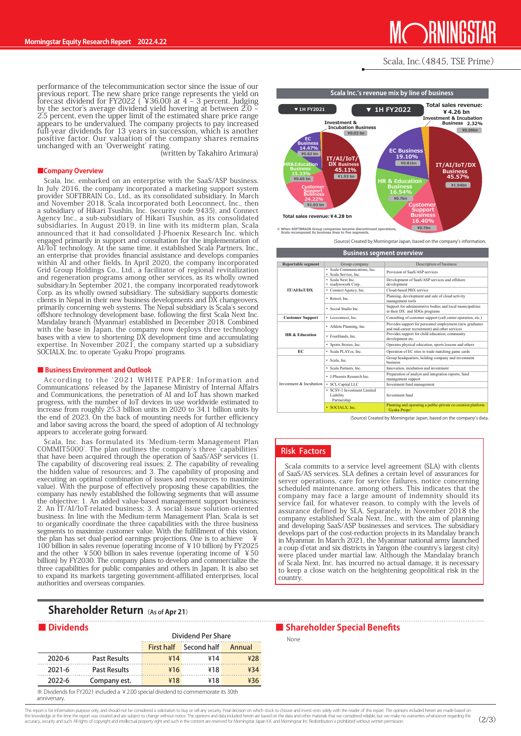performance of the telecommunication sector since the issue of our previous report. The new share price range represents the yield on forecast dividend for FY2022 ( ¥36.00) at 4 ~ 3 percent. Judging by the sector's average dividend yield hovering at between 2.0 ~ 2.5 percent, even the upper limit of the estimated share price range appears to be undervalued. The company projects to pay increased full-year dividends for 13 years in succession, which is another positive factor. Our valuation of the company shares remains unchanged with an 'Overweight' rating.

(written by Takahiro Arimura)

## ■Company Overview

Scala, Inc. embarked on an enterprise with the SaaS/ASP business. In July 2016, the company incorporated a marketing support system provider SOFTBRAIN Co., Ltd., as its consolidated subsidiary. In March and November 2018, Scala incorporated both Leoconnect, Inc., then a subsidiary of Hikari Tsushin, Inc. (security code 9435), and Connect Agency Inc., a sub-subsidiary of Hikari Tsushin, as its consolidated subsidiaries. In August 2019, in line with its midterm plan, Scala announced that it had consolidated J-Phoenix Research Inc. which engaged primarily in support and consultation for the implementation of AI/IoT technology. At the same time, it established Scala Partners, Inc., an enterprise that provides financial assistance and develops companies within AI and other fields. In April 2020, the company incorporated Grid Group Holdings Co., Ltd., a facilitator of regional revitalization and regeneration programs among other services, as its wholly owned subsidiary.In September 2021, the company incorporated readytowork Corp. as its wholly owned subsidiary. The subsidiary supports domestic clients in Nepal in their new business developments and DX changeovers, primarily concerning web systems. The Nepal subsidiary is Scala's second offshore technology development base, following the first Scala Next Inc. Mandalay branch (Myanmar) established in December 2018. Combined with the base in Japan, the company now deploys three technology bases with a view to shortening DX development time and accumulating expertise. In November 2021, the company started up a subsidiary SOCIALX, Inc. to operate 'Gyaku Propo' programs.

## ■Business Environment and Outlook

According to the '2021 WHITE PAPER: Information and Communications' released by the Japanese Ministry of Internal Affairs and Communications, the penetration of AI and IoT has shown marked progress, with the number of IoT devices in use worldwide estimated to increase from roughly 25.3 billion units in 2020 to 34.1 billion units by the end of 2023. On the back of mounting needs for further efficiency and labor saving across the board, the speed of adoption of AI technology appears to accelerate going forward.

Scala, Inc. has formulated its 'Medium-term Management Plan COMMIT5000'. The plan outlines the company's three 'capabilities' that have been acquired through the operation of SaaS/ASP services (1. The capability of discovering real issues; 2. The capability of revealing the hidden value of resources; and 3. The capability of proposing and executing an optimal combination of issues and resources to maximize value). With the purpose of effectively proposing these capabilities, the company has newly established the following segments that will assume the objective: 1. An added value-based management support business; 2. An IT/AI/IoT-related business; 3. A social issue solution-oriented business. In line with the Medium-term Management Plan, Scala is set to organically coordinate the three capabilities with the three business segments to maximize customer value. With the fulfillment of this vision, the plan has set dual-period earnings projections. One is to achieve ¥100 billion in sales revenue (operating income of ¥10 billion) by FY2025 and the other ¥500 billion in sales revenue (operating income of ¥50 billion) by FY2030. The company plans to develop and commercialize the three capabilities for public companies and others in Japan. It is also set to expand its markets targeting government-affiliated enterprises, local authorities and overseas companies.

### Scala Inc.'s revenue mix by line of business

| Segment | 1H FY2021 | 1H FY2022 |
|---|---|---|
| IT/AI/IoT/DX Business | 45.11% (¥1.93 bn) | 45.57% (¥1.94bn) |
| Customer Support Business | 24.22% (¥1.03 bn) | 16.40% (¥0.7bn) |
| HR & Education Business | 15.33% (¥0.65 bn) | 16.54% (¥0.7bn) |
| EC Business | 14.47% (¥0.62 bn) | 19.10% (¥0.81bn) |
| Investment & Incubation Business | ¥0.03 bn | 2.32% (¥0.09bn) |
| Total sales revenue | ¥4.28 bn | ¥4.26 bn |

※ When SOFTBRAIN Group companies became discontinued operations, Scala recomposed its business lines to five segments.

(Source) Created by Morningstar Japan, based on the company's information.

### Business segment overview

| Reportable segment | Group company | Description of business |
|---|---|---|
| IT/AI/IoT/DX | • Scala Communications, Inc. • Scala Service, Inc. | Provision of SaaS/ASP services |
| | • Scala Next Inc. • readytowork Corp. | Development of SaaS/ASP services and offshore development |
| | • Connect Agency, Inc. | Cloud-based PBX service |
| | • Retool, Inc. | Planning, development and sale of cloud activity management tools |
| | • Social Studio Inc. | Support for administrative bodies and local municipalities in their DX and SDGs programs |
| Customer Support | • Leoconnect, Inc. | Consulting of customer support (call center operation, etc.) |
| HR & Education | • Athlete Planning, Inc. | Provides support for personnel employment (new graduates and mid-career recruitment) and other services |
| | • FourHands, Inc. | Provides support for child education, community development etc. |
| | • Sports Stories, Inc. | Operates physical education, sports lessons and others |
| EC | • Scala PLAYce, Inc. | Operation of EC sites to trade matching game cards |
| Investment & Incubation | • Scala, Inc. | Group headquarters, holding company and investment business |
| | • Scala Partners, Inc. | Innovation, incubation and investment |
| | • J-Phoenix Research Inc. | Preparation of analyst and integration reports; fund management support |
| | • SCL Capital LLC | Investment fund management |
| | • SCSV-1 Investment Limited Liability Partnership | Investment fund |
| | • SOCIALX, Inc. | Planning and operating a public-private co-creation platform 'Gyaku Propo' |

(Source) Created by Morningstar Japan, based on the company's data.

## Risk Factors

Scala commits to a service level agreement (SLA) with clients of SaaS/AS services. SLA defines a certain level of assurances for server operations, care for service failures, notice concerning scheduled maintenance, among others. This indicates that the company may face a large amount of indemnity should its service fail, for whatever reason, to comply with the levels of assurance defined by SLA. Separately, in November 2018 the company established Scala Next, Inc., with the aim of planning and developing SaaS/ASP businesses and services. The subsidiary develops part of the cost-reduction projects in its Mandalay branch in Myanmar. In March 2021, the Myanmar national army launched a coup d'etat and six districts in Yangon (the country's largest city) were placed under martial law. Although the Mandalay branch of Scala Next, Inc. has incurred no actual damage, it is necessary to keep a close watch on the heightening geopolitical risk in the country.

# Shareholder Return (As of Apr 21)

## ■ Dividends

| | | Dividend Per Share | | |
|---|---|---|---|---|
| | | First half | Second half | Annual |
| 2020-6 | Past Results | ¥14 | ¥14 | ¥28 |
| 2021-6 | Past Results | ¥16 | ¥18 | ¥34 |
| 2022-6 | Company est. | ¥18 | ¥18 | ¥36 |

※ Dividends for FY2021 included a ¥2.00 special dividend to commemorate its 30th anniversary.

## ■ Shareholder Special Benefits

None

This report is for information purpose only, and should not be considered a solicitation to buy or sell any security. Final decision on which stock to choose and invest rests solely with the reader of this report. The opinions included herein are made based on the knowledge at the time the report was created and are subject to change without notice. The opinions and data included herein are based on the data and other materials that we considered reliable, but we make no warranties whatsoever regarding the accuracy, security and such. All rights of copyright and intellectual property right and such in the content are reserved for Morningstar Japan K.K. and Morningstar Inc. Redistribution is prohibited without written permission.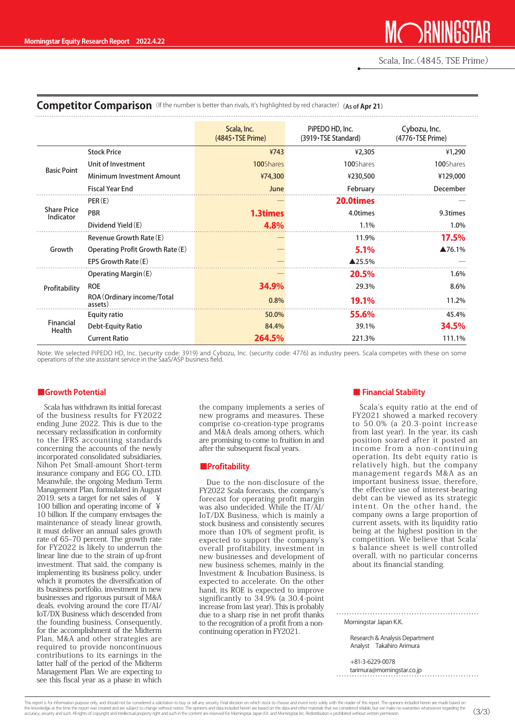## Competitor Comparison

(If the number is better than rivals, it's highlighted by red character) (As of **Apr 21**)

| | | Scala, Inc. (4845・TSE Prime) | PiPEDO HD, Inc. (3919・TSE Standard) | Cybozu, Inc. (4776・TSE Prime) |
|---|---|---|---|---|
| Basic Point | Stock Price | ¥743 | ¥2,305 | ¥1,290 |
| | Unit of Investment | 100Shares | 100Shares | 100Shares |
| | Minimum Investment Amount | ¥74,300 | ¥230,500 | ¥129,000 |
| | Fiscal Year End | June | February | December |
| Share Price Indicator | PER (E) | — | **20.0times** | — |
| | PBR | **1.3times** | 4.0times | 9.3times |
| | Dividend Yield (E) | **4.8%** | 1.1% | 1.0% |
| Growth | Revenue Growth Rate (E) | — | 11.9% | **17.5%** |
| | Operating Profit Growth Rate (E) | — | **5.1%** | ▲76.1% |
| | EPS Growth Rate (E) | — | ▲25.5% | — |
| Profitability | Operating Margin (E) | — | **20.5%** | 1.6% |
| | ROE | **34.9%** | 29.3% | 8.6% |
| | ROA (Ordinary income/Total assets) | 0.8% | **19.1%** | 11.2% |
| Financial Health | Equity ratio | 50.0% | **55.6%** | 45.4% |
| | Debt-Equity Ratio | 84.4% | 39.1% | **34.5%** |
| | Current Ratio | **264.5%** | 221.3% | 111.1% |

Note: We selected PiPEDO HD, Inc. (security code: 3919) and Cybozu, Inc. (security code: 4776) as industry peers. Scala competes with these on some operations of the site assistant service in the SaaS/ASP business field.

### ■Growth Potential

Scala has withdrawn its initial forecast of the business results for FY2022 ending June 2022. This is due to the necessary reclassification in conformity to the IFRS accounting standards concerning the accounts of the newly incorporated consolidated subsidiaries, Nihon Pet Small-amount Short-term insurance company and EGG CO., LTD. Meanwhile, the ongoing Medium Term Management Plan, formulated in August 2019, sets a target for net sales of ¥100 billion and operating income of ¥10 billion. If the company envisages the maintenance of steady linear growth, it must deliver an annual sales growth rate of 65~70 percent. The growth rate for FY2022 is likely to underrun the linear line due to the strain of up-front investment. That said, the company is implementing its business policy, under which it promotes the diversification of its business portfolio, investment in new businesses and rigorous pursuit of M&A deals, evolving around the core IT/AI/IoT/DX Business which descended from the founding business. Consequently, for the accomplishment of the Midterm Plan, M&A and other strategies are required to provide noncontinuous contributions to its earnings in the latter half of the period of the Midterm Management Plan. We are expecting to see this fiscal year as a phase in which the company implements a series of new programs and measures. These comprise co-creation-type programs and M&A deals among others, which are promising to come to fruition in and after the subsequent fiscal years.

### ■Profitability

Due to the non-disclosure of the FY2022 Scala forecasts, the company's forecast for operating profit margin was also undecided. While the IT/AI/IoT/DX Business, which is mainly a stock business and consistently secures more than 10% of segment profit, is expected to support the company's overall profitability, investment in new businesses and development of new business schemes, mainly in the Investment & Incubation Business, is expected to accelerate. On the other hand, its ROE is expected to improve significantly to 34.9% (a 30.4-point increase from last year). This is probably due to a sharp rise in net profit thanks to the recognition of a profit from a non-continuing operation in FY2021.

### ■Financial Stability

Scala's equity ratio at the end of FY2021 showed a marked recovery to 50.0% (a 20.3-point increase from last year). In the year, its cash position soared after it posted an income from a non-continuing operation. Its debt equity ratio is relatively high, but the company management regards M&A as an important business issue, therefore, the effective use of interest-bearing debt can be viewed as its strategic intent. On the other hand, the company owns a large proportion of current assets, with its liquidity ratio being at the highest position in the competition. We believe that Scala's balance sheet is well controlled overall, with no particular concerns about its financial standing.

Morningstar Japan K.K.

Research & Analysis Department
Analyst Takahiro Arimura

+81-3-6229-0078
tarimura@morningstar.co.jp

This report is for information purpose only, and should not be considered a solicitation to buy or sell any security. Final decision on which stock to choose and invest rests solely with the reader of this report. The opinions included herein are made based on the knowledge at the time the report was created and are subject to change without notice. The opinions and data included herein are based on the data and other materials that we considered reliable, but we make no warranties whatsoever regarding the accuracy, security and such. All rights of copyright and intellectual property right and such in the content are reserved for Morningstar Japan K.K. and Morningstar Inc. Redistribution is prohibited without written permission.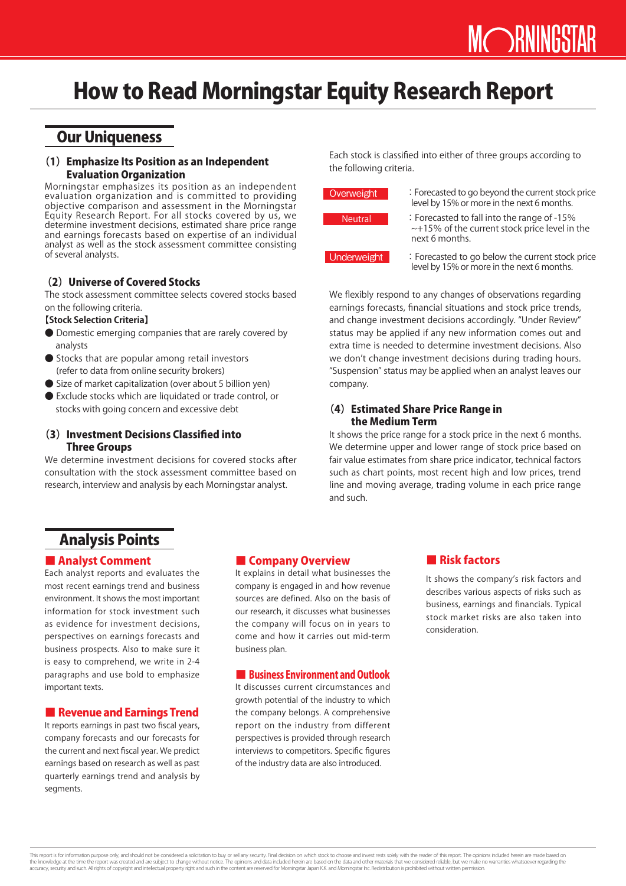# How to Read Morningstar Equity Research Report

## Our Uniqueness

### (1) Emphasize Its Position as an Independent Evaluation Organization

Morningstar emphasizes its position as an independent evaluation organization and is committed to providing objective comparison and assessment in the Morningstar Equity Research Report. For all stocks covered by us, we determine investment decisions, estimated share price range and earnings forecasts based on expertise of an individual analyst as well as the stock assessment committee consisting of several analysts.

### (2) Universe of Covered Stocks

The stock assessment committee selects covered stocks based on the following criteria.

**【Stock Selection Criteria】**

- Domestic emerging companies that are rarely covered by analysts
- Stocks that are popular among retail investors (refer to data from online security brokers)
- Size of market capitalization (over about 5 billion yen)
- Exclude stocks which are liquidated or trade control, or stocks with going concern and excessive debt

### (3) Investment Decisions Classified into Three Groups

We determine investment decisions for covered stocks after consultation with the stock assessment committee based on research, interview and analysis by each Morningstar analyst.

Each stock is classified into either of three groups according to the following criteria.

- **Overweight** ：Forecasted to go beyond the current stock price level by 15% or more in the next 6 months.
- **Neutral** ：Forecasted to fall into the range of -15% ~+15% of the current stock price level in the next 6 months.
- **Underweight** ：Forecasted to go below the current stock price level by 15% or more in the next 6 months.

We flexibly respond to any changes of observations regarding earnings forecasts, financial situations and stock price trends, and change investment decisions accordingly. "Under Review" status may be applied if any new information comes out and extra time is needed to determine investment decisions. Also we don't change investment decisions during trading hours. "Suspension" status may be applied when an analyst leaves our company.

### (4) Estimated Share Price Range in the Medium Term

It shows the price range for a stock price in the next 6 months. We determine upper and lower range of stock price based on fair value estimates from share price indicator, technical factors such as chart points, most recent high and low prices, trend line and moving average, trading volume in each price range and such.

## Analysis Points

### ■ Analyst Comment

Each analyst reports and evaluates the most recent earnings trend and business environment. It shows the most important information for stock investment such as evidence for investment decisions, perspectives on earnings forecasts and business prospects. Also to make sure it is easy to comprehend, we write in 2-4 paragraphs and use bold to emphasize important texts.

### ■ Revenue and Earnings Trend

It reports earnings in past two fiscal years, company forecasts and our forecasts for the current and next fiscal year. We predict earnings based on research as well as past quarterly earnings trend and analysis by segments.

### ■ Company Overview

It explains in detail what businesses the company is engaged in and how revenue sources are defined. Also on the basis of our research, it discusses what businesses the company will focus on in years to come and how it carries out mid-term business plan.

### ■ Business Environment and Outlook

It discusses current circumstances and growth potential of the industry to which the company belongs. A comprehensive report on the industry from different perspectives is provided through research interviews to competitors. Specific figures of the industry data are also introduced.

### ■ Risk factors

It shows the company's risk factors and describes various aspects of risks such as business, earnings and financials. Typical stock market risks are also taken into consideration.

This report is for information purpose only, and should not be considered a solicitation to buy or sell any security. Final decision on which stock to choose and invest rests solely with the reader of this report. The opinions included herein are made based on the knowledge at the time the report was created and are subject to change without notice. The opinions and data included herein are based on the data and other materials that we considered reliable, but we make no warranties whatsoever regarding the accuracy, security and such. All rights of copyright and intellectual property right and such in the content are reserved for Morningstar Japan K.K. and Morningstar Inc. Redistribution is prohibited without written permission.